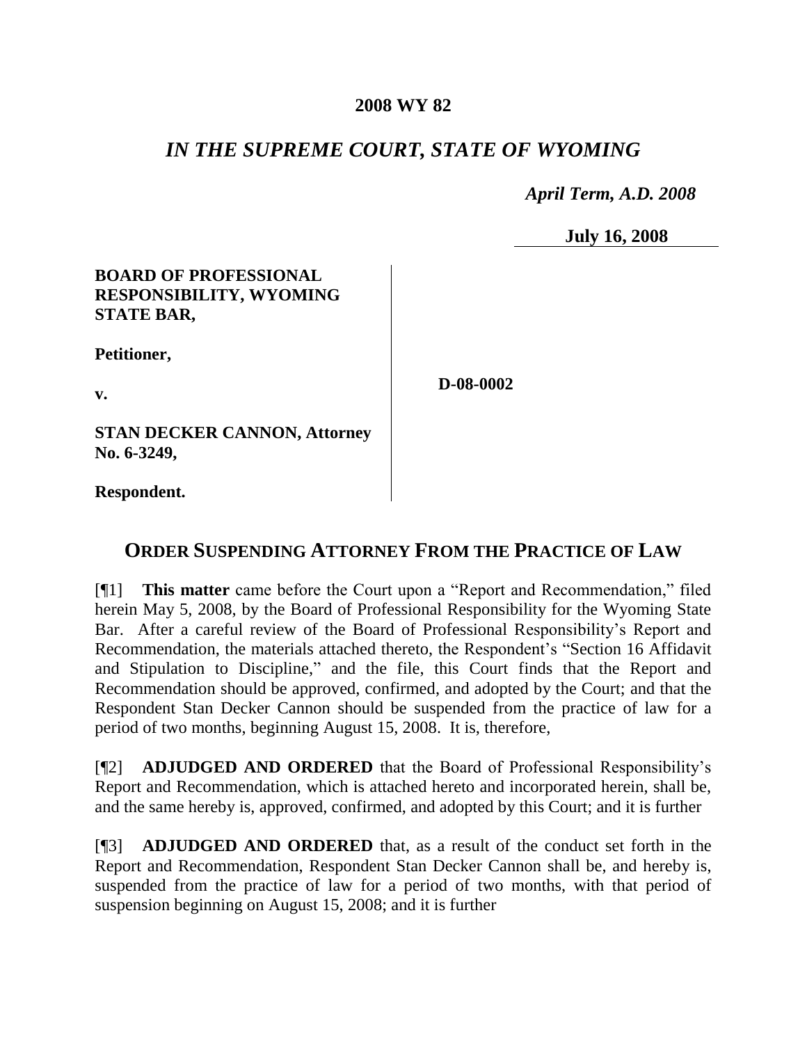**2008 WY 82**

# *IN THE SUPREME COURT, STATE OF WYOMING*

*April Term, A.D. 2008*

**July 16, 2008**

| | |
|---|---|
| **BOARD OF PROFESSIONAL RESPONSIBILITY, WYOMING STATE BAR,**<br><br>**Petitioner,**<br><br>**v.**<br><br>**STAN DECKER CANNON, Attorney No. 6-3249,**<br><br>**Respondent.** | **D-08-0002** |

## ORDER SUSPENDING ATTORNEY FROM THE PRACTICE OF LAW

[¶1] **This matter** came before the Court upon a "Report and Recommendation," filed herein May 5, 2008, by the Board of Professional Responsibility for the Wyoming State Bar. After a careful review of the Board of Professional Responsibility's Report and Recommendation, the materials attached thereto, the Respondent's "Section 16 Affidavit and Stipulation to Discipline," and the file, this Court finds that the Report and Recommendation should be approved, confirmed, and adopted by the Court; and that the Respondent Stan Decker Cannon should be suspended from the practice of law for a period of two months, beginning August 15, 2008. It is, therefore,

[¶2] **ADJUDGED AND ORDERED** that the Board of Professional Responsibility's Report and Recommendation, which is attached hereto and incorporated herein, shall be, and the same hereby is, approved, confirmed, and adopted by this Court; and it is further

[¶3] **ADJUDGED AND ORDERED** that, as a result of the conduct set forth in the Report and Recommendation, Respondent Stan Decker Cannon shall be, and hereby is, suspended from the practice of law for a period of two months, with that period of suspension beginning on August 15, 2008; and it is further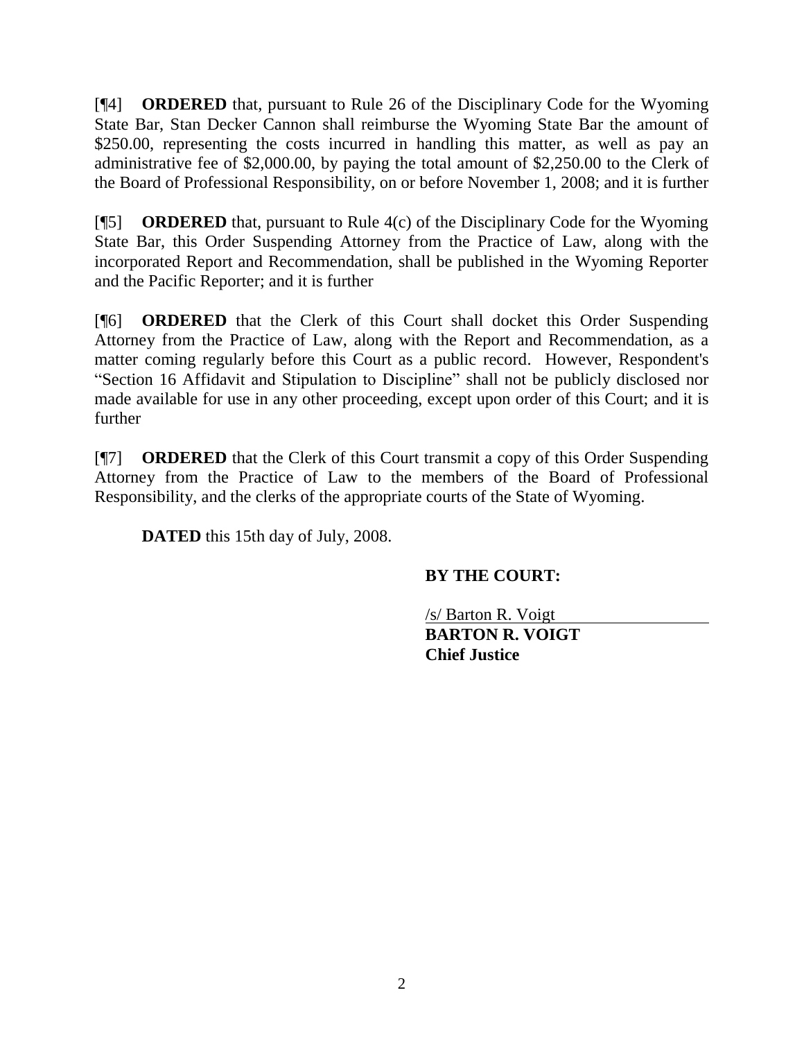[¶4] **ORDERED** that, pursuant to Rule 26 of the Disciplinary Code for the Wyoming State Bar, Stan Decker Cannon shall reimburse the Wyoming State Bar the amount of $250.00, representing the costs incurred in handling this matter, as well as pay an administrative fee of $2,000.00, by paying the total amount of $2,250.00 to the Clerk of the Board of Professional Responsibility, on or before November 1, 2008; and it is further

[¶5] **ORDERED** that, pursuant to Rule 4(c) of the Disciplinary Code for the Wyoming State Bar, this Order Suspending Attorney from the Practice of Law, along with the incorporated Report and Recommendation, shall be published in the Wyoming Reporter and the Pacific Reporter; and it is further

[¶6] **ORDERED** that the Clerk of this Court shall docket this Order Suspending Attorney from the Practice of Law, along with the Report and Recommendation, as a matter coming regularly before this Court as a public record. However, Respondent's "Section 16 Affidavit and Stipulation to Discipline" shall not be publicly disclosed nor made available for use in any other proceeding, except upon order of this Court; and it is further

[¶7] **ORDERED** that the Clerk of this Court transmit a copy of this Order Suspending Attorney from the Practice of Law to the members of the Board of Professional Responsibility, and the clerks of the appropriate courts of the State of Wyoming.

**DATED** this 15th day of July, 2008.

**BY THE COURT:**

/s/ Barton R. Voigt
**BARTON R. VOIGT**
**Chief Justice**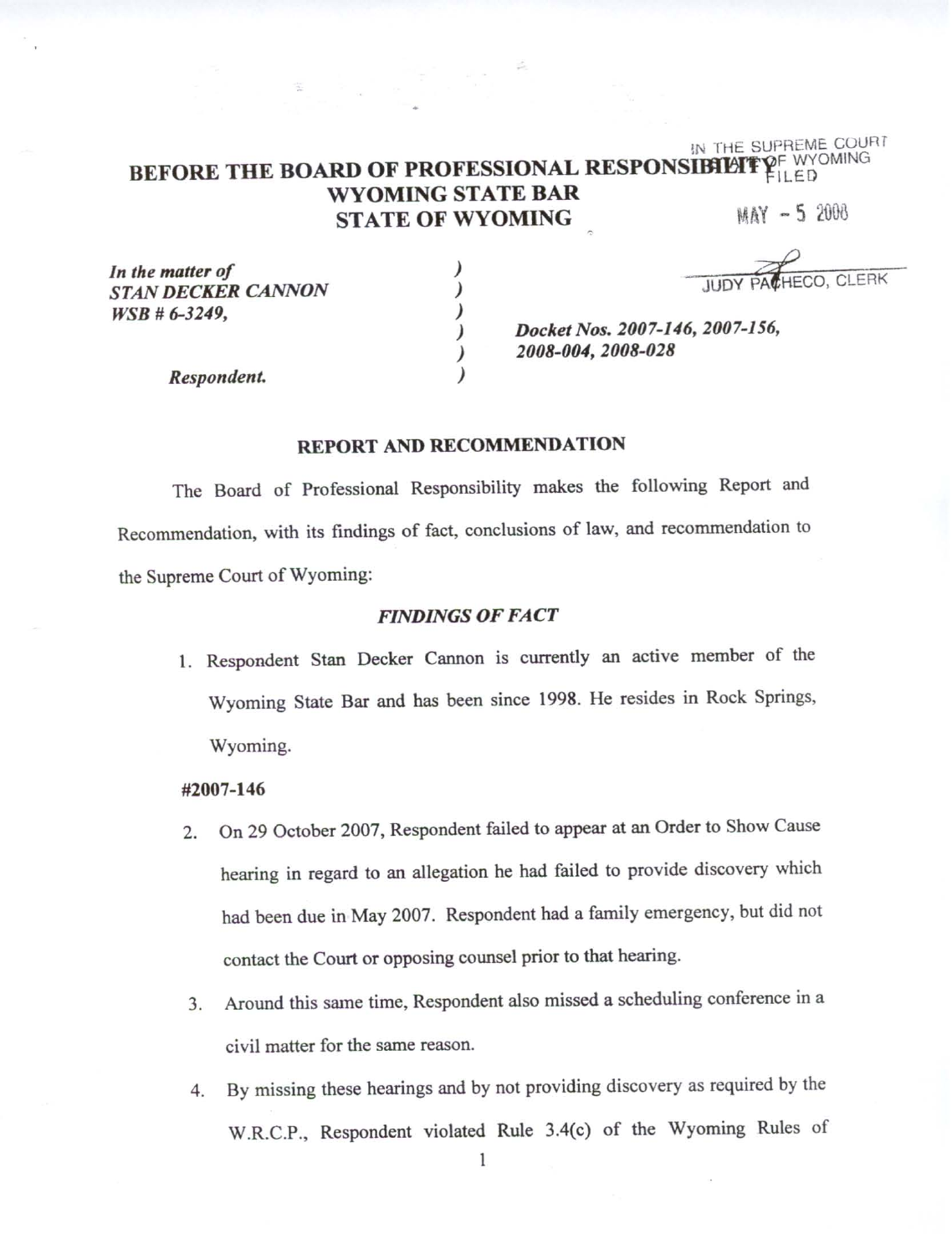IN THE SUPREME COURT OF WYOMING
FILED

MAY - 5 2008

JUDY PACHECO, CLERK

**BEFORE THE BOARD OF PROFESSIONAL RESPONSIBILITY**
**WYOMING STATE BAR**
**STATE OF WYOMING**

| | | |
|---|---|---|
| ***In the matter of*** | ) | |
| ***STAN DECKER CANNON*** | ) | |
| ***WSB # 6-3249,*** | ) | |
| | ) | ***Docket Nos. 2007-146, 2007-156,*** |
| | ) | ***2008-004, 2008-028*** |
| ***Respondent.*** | ) | |

**REPORT AND RECOMMENDATION**

The Board of Professional Responsibility makes the following Report and Recommendation, with its findings of fact, conclusions of law, and recommendation to the Supreme Court of Wyoming:

***FINDINGS OF FACT***

1. Respondent Stan Decker Cannon is currently an active member of the Wyoming State Bar and has been since 1998. He resides in Rock Springs, Wyoming.

**#2007-146**

2. On 29 October 2007, Respondent failed to appear at an Order to Show Cause hearing in regard to an allegation he had failed to provide discovery which had been due in May 2007. Respondent had a family emergency, but did not contact the Court or opposing counsel prior to that hearing.

3. Around this same time, Respondent also missed a scheduling conference in a civil matter for the same reason.

4. By missing these hearings and by not providing discovery as required by the W.R.C.P., Respondent violated Rule 3.4(c) of the Wyoming Rules of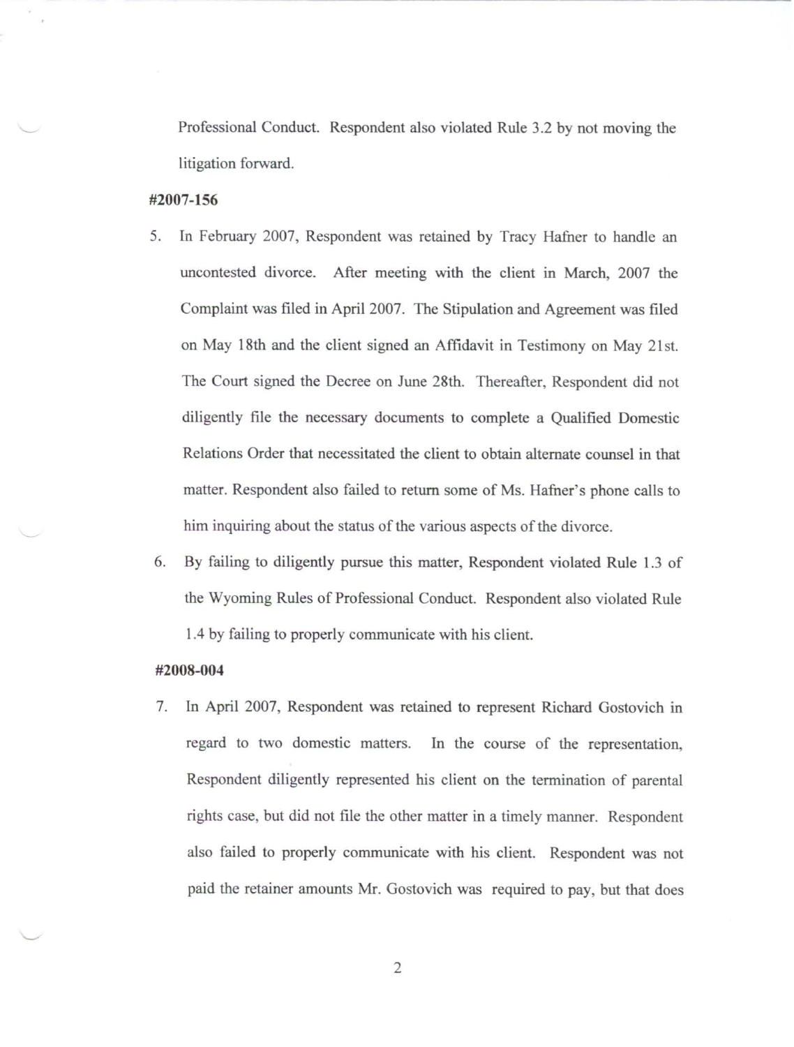Professional Conduct. Respondent also violated Rule 3.2 by not moving the litigation forward.

**#2007-156**

5. In February 2007, Respondent was retained by Tracy Hafner to handle an uncontested divorce. After meeting with the client in March, 2007 the Complaint was filed in April 2007. The Stipulation and Agreement was filed on May 18th and the client signed an Affidavit in Testimony on May 21st. The Court signed the Decree on June 28th. Thereafter, Respondent did not diligently file the necessary documents to complete a Qualified Domestic Relations Order that necessitated the client to obtain alternate counsel in that matter. Respondent also failed to return some of Ms. Hafner's phone calls to him inquiring about the status of the various aspects of the divorce.

6. By failing to diligently pursue this matter, Respondent violated Rule 1.3 of the Wyoming Rules of Professional Conduct. Respondent also violated Rule 1.4 by failing to properly communicate with his client.

**#2008-004**

7. In April 2007, Respondent was retained to represent Richard Gostovich in regard to two domestic matters. In the course of the representation, Respondent diligently represented his client on the termination of parental rights case, but did not file the other matter in a timely manner. Respondent also failed to properly communicate with his client. Respondent was not paid the retainer amounts Mr. Gostovich was required to pay, but that does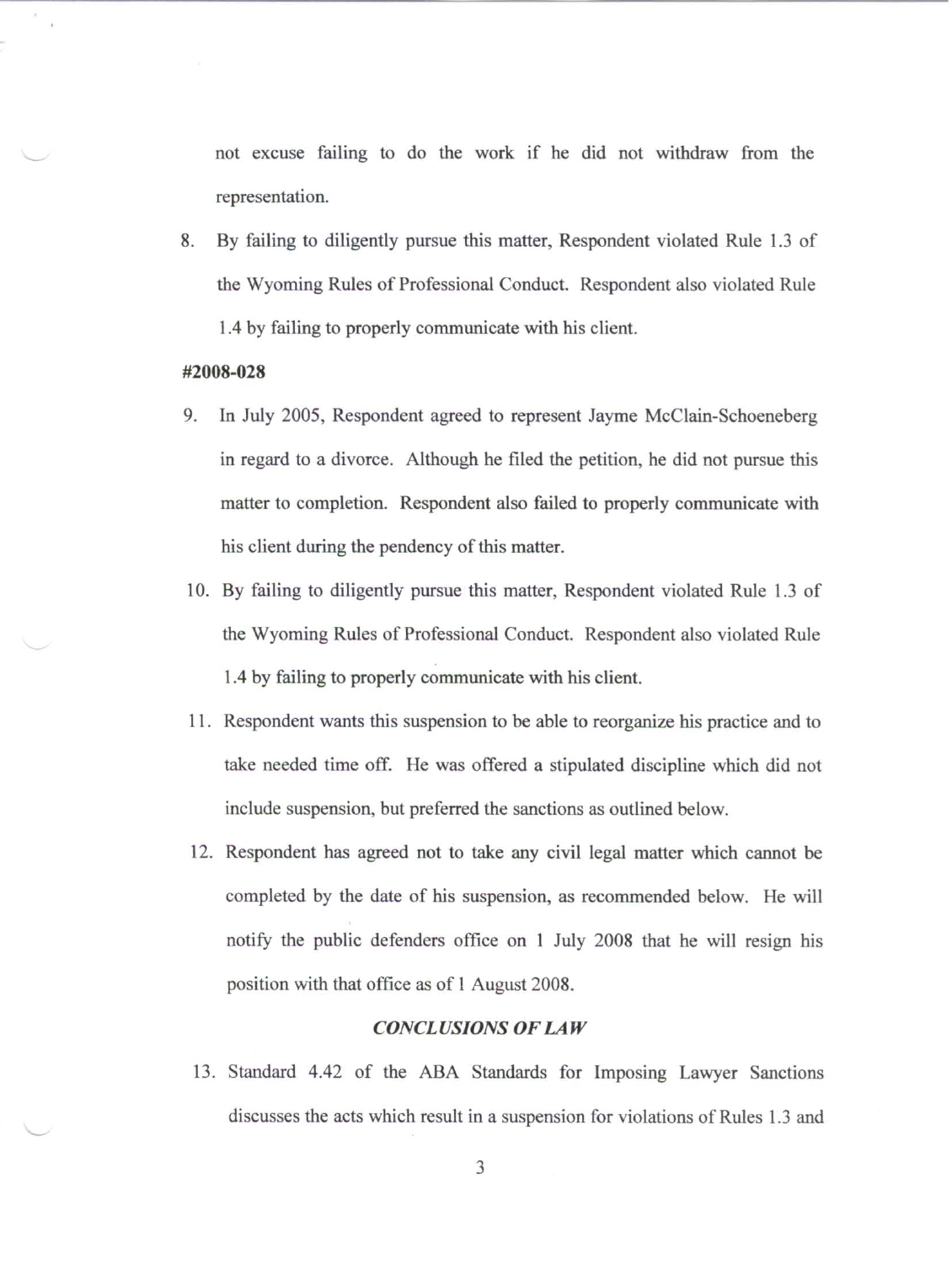not excuse failing to do the work if he did not withdraw from the representation.

8. By failing to diligently pursue this matter, Respondent violated Rule 1.3 of the Wyoming Rules of Professional Conduct. Respondent also violated Rule 1.4 by failing to properly communicate with his client.

**#2008-028**

9. In July 2005, Respondent agreed to represent Jayme McClain-Schoeneberg in regard to a divorce. Although he filed the petition, he did not pursue this matter to completion. Respondent also failed to properly communicate with his client during the pendency of this matter.

10. By failing to diligently pursue this matter, Respondent violated Rule 1.3 of the Wyoming Rules of Professional Conduct. Respondent also violated Rule 1.4 by failing to properly communicate with his client.

11. Respondent wants this suspension to be able to reorganize his practice and to take needed time off. He was offered a stipulated discipline which did not include suspension, but preferred the sanctions as outlined below.

12. Respondent has agreed not to take any civil legal matter which cannot be completed by the date of his suspension, as recommended below. He will notify the public defenders office on 1 July 2008 that he will resign his position with that office as of 1 August 2008.

***CONCLUSIONS OF LAW***

13. Standard 4.42 of the ABA Standards for Imposing Lawyer Sanctions discusses the acts which result in a suspension for violations of Rules 1.3 and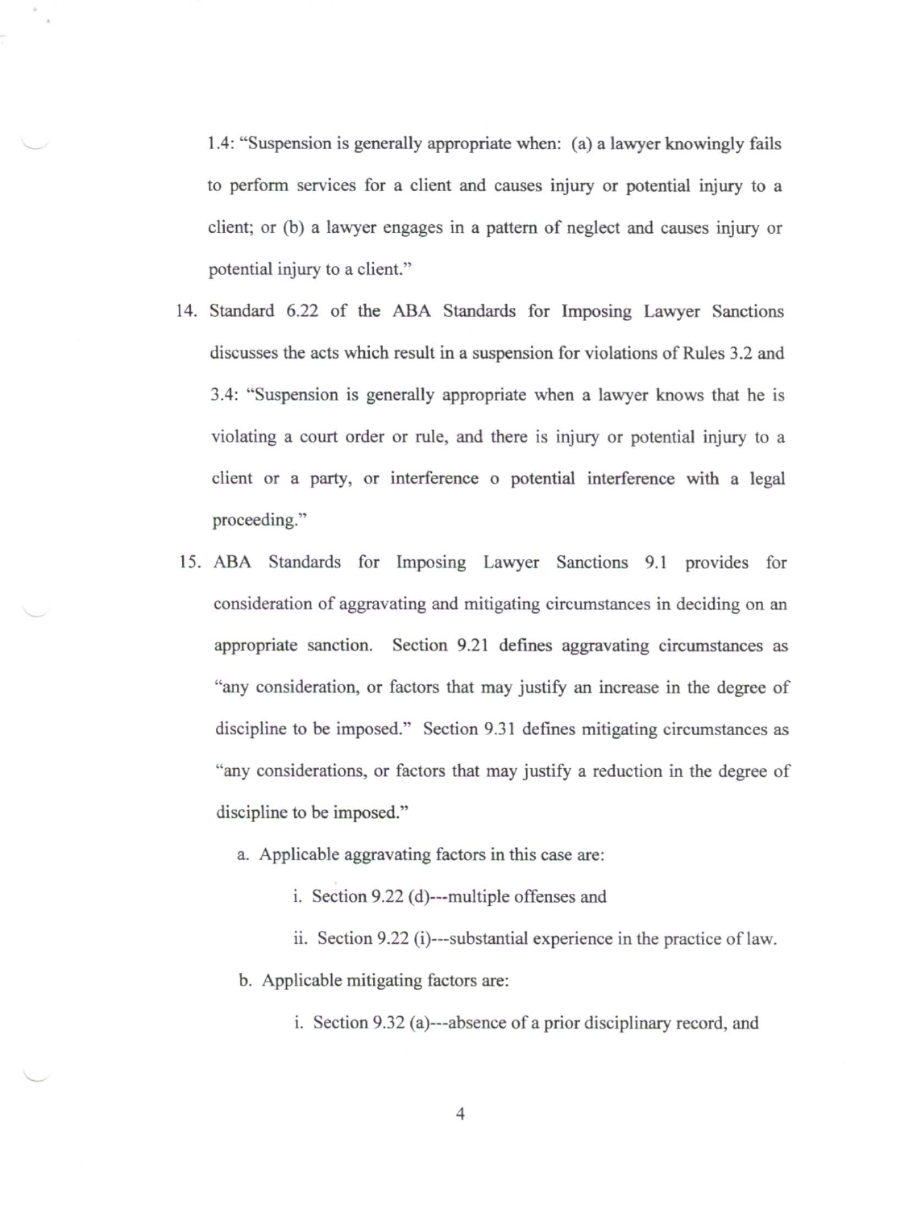1.4: "Suspension is generally appropriate when: (a) a lawyer knowingly fails to perform services for a client and causes injury or potential injury to a client; or (b) a lawyer engages in a pattern of neglect and causes injury or potential injury to a client."

14. Standard 6.22 of the ABA Standards for Imposing Lawyer Sanctions discusses the acts which result in a suspension for violations of Rules 3.2 and 3.4: "Suspension is generally appropriate when a lawyer knows that he is violating a court order or rule, and there is injury or potential injury to a client or a party, or interference o potential interference with a legal proceeding."

15. ABA Standards for Imposing Lawyer Sanctions 9.1 provides for consideration of aggravating and mitigating circumstances in deciding on an appropriate sanction. Section 9.21 defines aggravating circumstances as "any consideration, or factors that may justify an increase in the degree of discipline to be imposed." Section 9.31 defines mitigating circumstances as "any considerations, or factors that may justify a reduction in the degree of discipline to be imposed."

    a. Applicable aggravating factors in this case are:

        i. Section 9.22 (d)---multiple offenses and

        ii. Section 9.22 (i)---substantial experience in the practice of law.

    b. Applicable mitigating factors are:

        i. Section 9.32 (a)---absence of a prior disciplinary record, and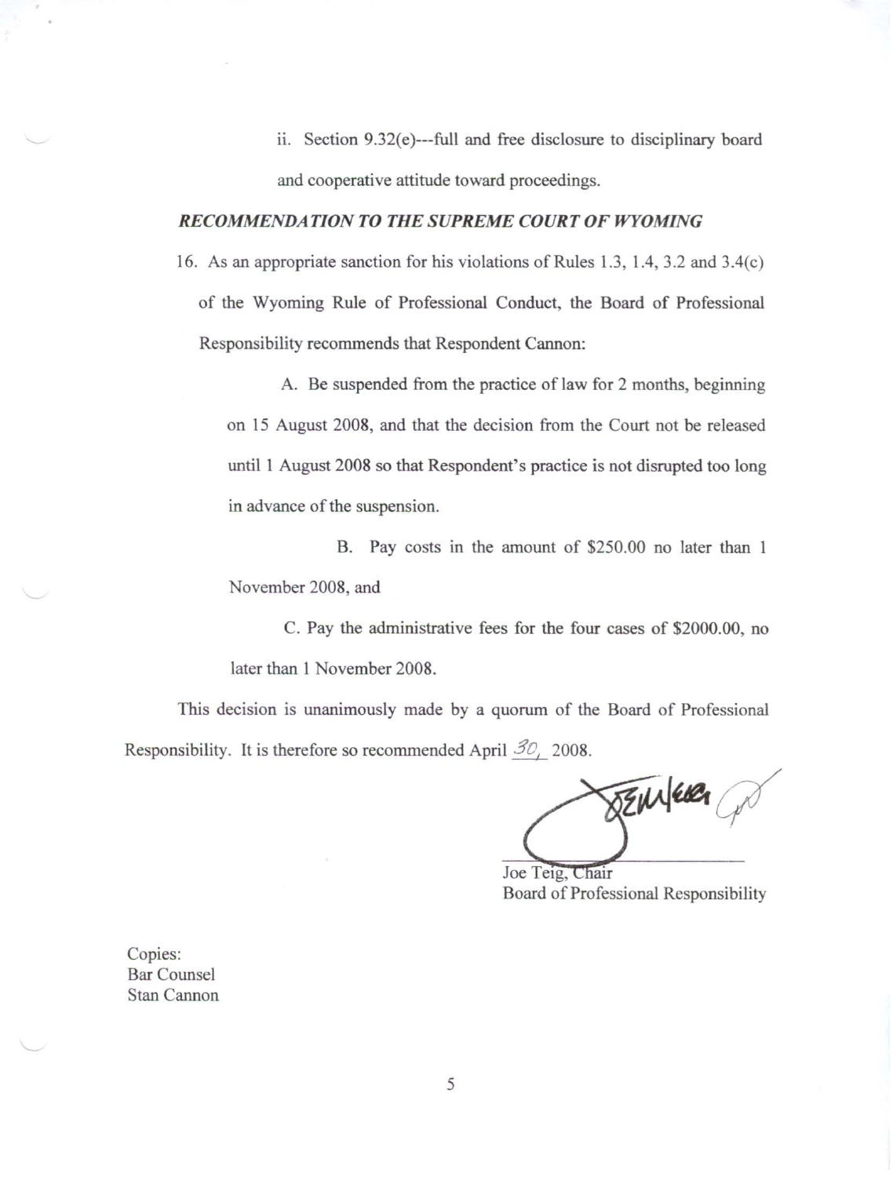ii. Section 9.32(e)---full and free disclosure to disciplinary board and cooperative attitude toward proceedings.

***RECOMMENDATION TO THE SUPREME COURT OF WYOMING***

16. As an appropriate sanction for his violations of Rules 1.3, 1.4, 3.2 and 3.4(c) of the Wyoming Rule of Professional Conduct, the Board of Professional Responsibility recommends that Respondent Cannon:

A. Be suspended from the practice of law for 2 months, beginning on 15 August 2008, and that the decision from the Court not be released until 1 August 2008 so that Respondent's practice is not disrupted too long in advance of the suspension.

B. Pay costs in the amount of $250.00 no later than 1 November 2008, and

C. Pay the administrative fees for the four cases of $2000.00, no later than 1 November 2008.

This decision is unanimously made by a quorum of the Board of Professional Responsibility. It is therefore so recommended April 30, 2008.

Joe Teig, Chair
Board of Professional Responsibility

Copies:
Bar Counsel
Stan Cannon